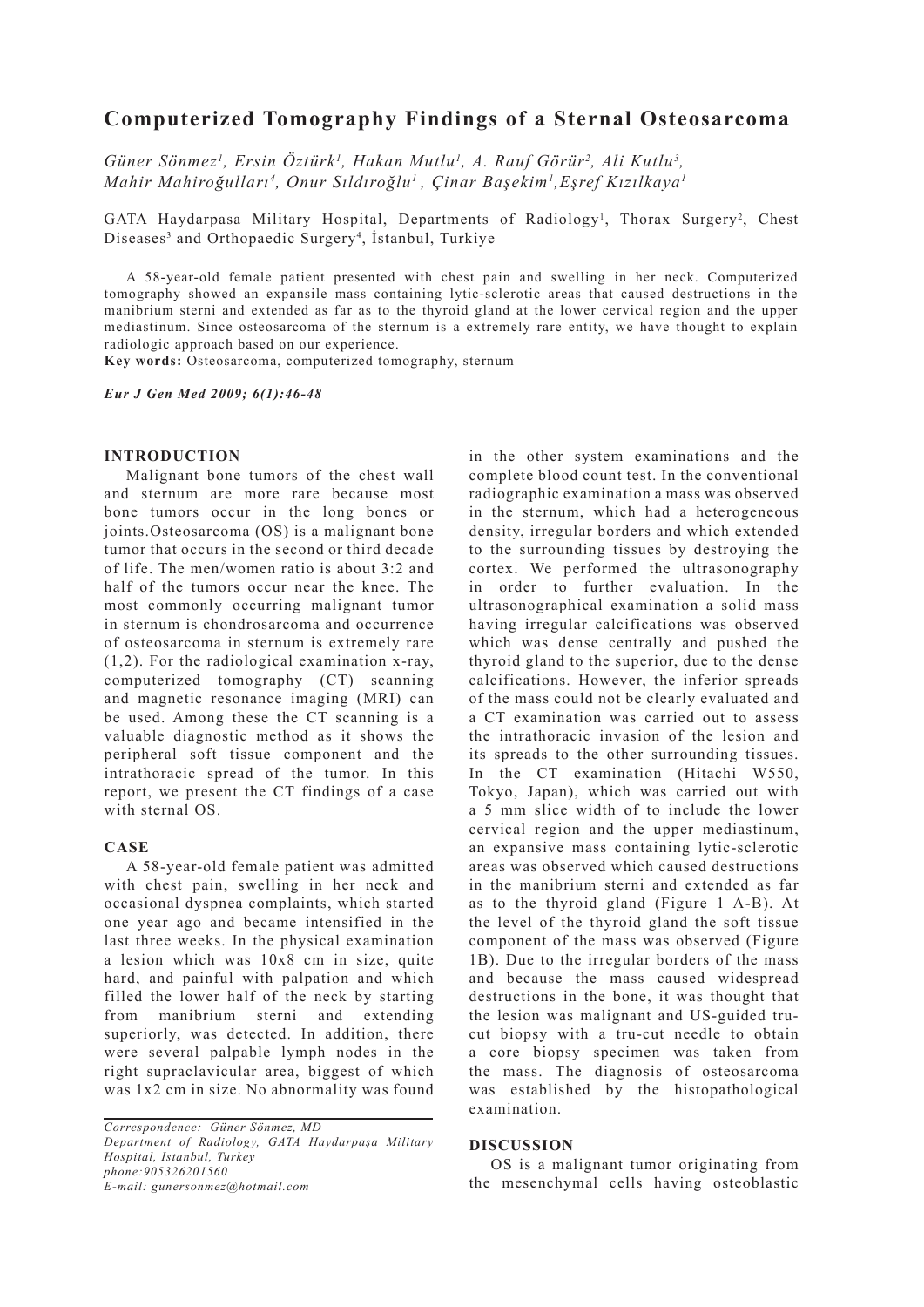# Computerized Tomography Findings of a Sternal Osteosarcoma

*Güner Sönmez[1], Ersin Öztürk[1], Hakan Mutlu[1], A. Rauf Görür[2], Ali Kutlu[3], Mahir Mahiroğulları[4], Onur Sıldıroğlu[1], Çinar Başekim[1], Eşref Kızılkaya[1]*

GATA Haydarpasa Military Hospital, Departments of Radiology[1], Thorax Surgery[2], Chest Diseases[3] and Orthopaedic Surgery[4], İstanbul, Turkiye

A 58-year-old female patient presented with chest pain and swelling in her neck. Computerized tomography showed an expansile mass containing lytic-sclerotic areas that caused destructions in the manibrium sterni and extended as far as to the thyroid gland at the lower cervical region and the upper mediastinum. Since osteosarcoma of the sternum is a extremely rare entity, we have thought to explain radiologic approach based on our experience.

**Key words:** Osteosarcoma, computerized tomography, sternum

## INTRODUCTION

Malignant bone tumors of the chest wall and sternum are more rare because most bone tumors occur in the long bones or joints.Osteosarcoma (OS) is a malignant bone tumor that occurs in the second or third decade of life. The men/women ratio is about 3:2 and half of the tumors occur near the knee. The most commonly occurring malignant tumor in sternum is chondrosarcoma and occurrence of osteosarcoma in sternum is extremely rare (1,2). For the radiological examination x-ray, computerized tomography (CT) scanning and magnetic resonance imaging (MRI) can be used. Among these the CT scanning is a valuable diagnostic method as it shows the peripheral soft tissue component and the intrathoracic spread of the tumor. In this report, we present the CT findings of a case with sternal OS.

## CASE

A 58-year-old female patient was admitted with chest pain, swelling in her neck and occasional dyspnea complaints, which started one year ago and became intensified in the last three weeks. In the physical examination a lesion which was 10x8 cm in size, quite hard, and painful with palpation and which filled the lower half of the neck by starting from manibrium sterni and extending superiorly, was detected. In addition, there were several palpable lymph nodes in the right supraclavicular area, biggest of which was 1x2 cm in size. No abnormality was found in the other system examinations and the complete blood count test. In the conventional radiographic examination a mass was observed in the sternum, which had a heterogeneous density, irregular borders and which extended to the surrounding tissues by destroying the cortex. We performed the ultrasonography in order to further evaluation. In the ultrasonographical examination a solid mass having irregular calcifications was observed which was dense centrally and pushed the thyroid gland to the superior, due to the dense calcifications. However, the inferior spreads of the mass could not be clearly evaluated and a CT examination was carried out to assess the intrathoracic invasion of the lesion and its spreads to the other surrounding tissues. In the CT examination (Hitachi W550, Tokyo, Japan), which was carried out with a 5 mm slice width of to include the lower cervical region and the upper mediastinum, an expansive mass containing lytic-sclerotic areas was observed which caused destructions in the manibrium sterni and extended as far as to the thyroid gland (Figure 1 A-B). At the level of the thyroid gland the soft tissue component of the mass was observed (Figure 1B). Due to the irregular borders of the mass and because the mass caused widespread destructions in the bone, it was thought that the lesion was malignant and US-guided tru-cut biopsy with a tru-cut needle to obtain a core biopsy specimen was taken from the mass. The diagnosis of osteosarcoma was established by the histopathological examination.

## DISCUSSION

OS is a malignant tumor originating from the mesenchymal cells having osteoblastic

*Correspondence: Güner Sönmez, MD*
*Department of Radiology, GATA Haydarpaşa Military Hospital, Istanbul, Turkey*
*phone:905326201560*
*E-mail: gunersonmez@hotmail.com*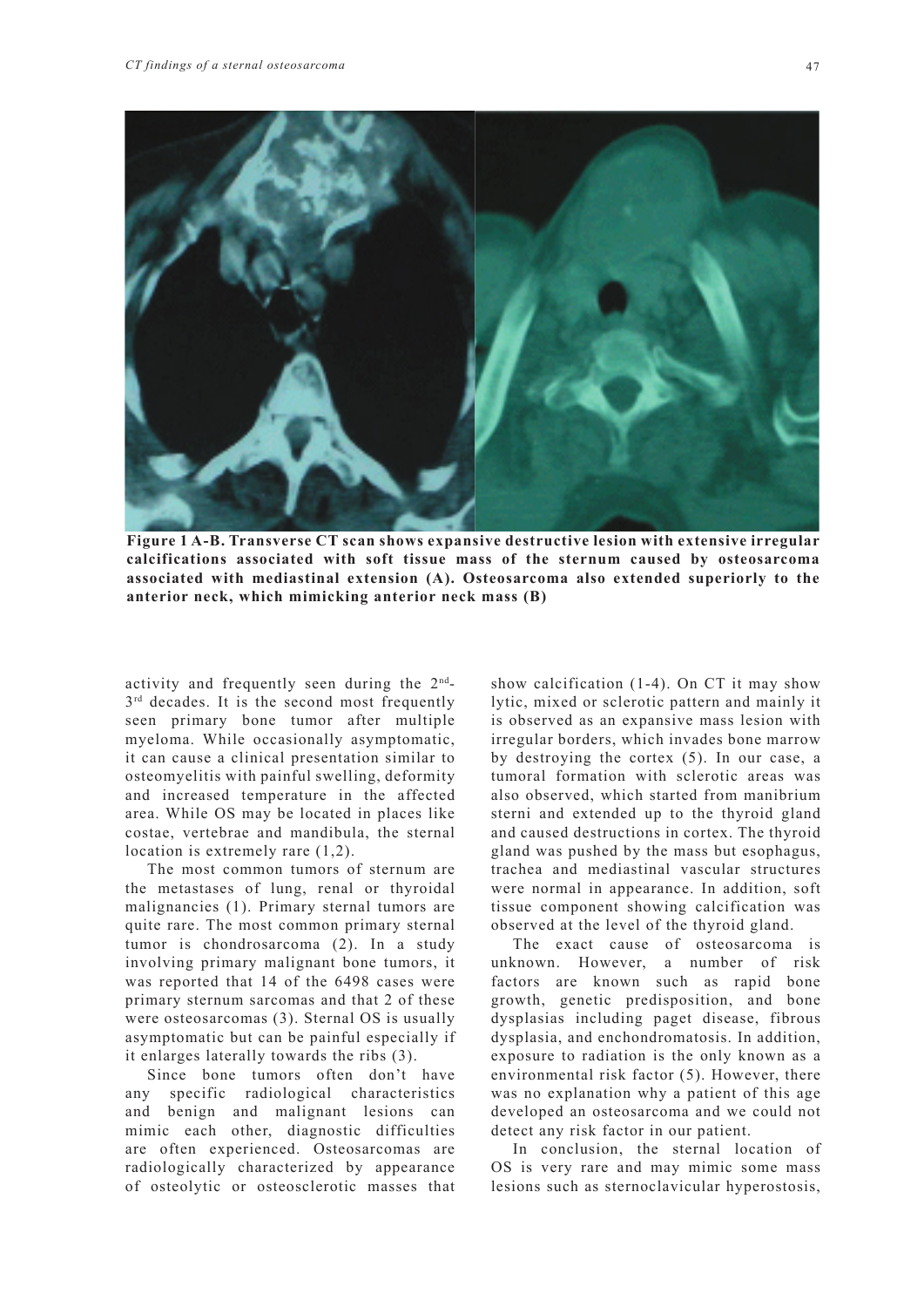**Figure 1 A-B. Transverse CT scan shows expansive destructive lesion with extensive irregular calcifications associated with soft tissue mass of the sternum caused by osteosarcoma associated with mediastinal extension (A). Osteosarcoma also extended superiorly to the anterior neck, which mimicking anterior neck mass (B)**

activity and frequently seen during the 2nd-3rd decades. It is the second most frequently seen primary bone tumor after multiple myeloma. While occasionally asymptomatic, it can cause a clinical presentation similar to osteomyelitis with painful swelling, deformity and increased temperature in the affected area. While OS may be located in places like costae, vertebrae and mandibula, the sternal location is extremely rare (1,2).

The most common tumors of sternum are the metastases of lung, renal or thyroidal malignancies (1). Primary sternal tumors are quite rare. The most common primary sternal tumor is chondrosarcoma (2). In a study involving primary malignant bone tumors, it was reported that 14 of the 6498 cases were primary sternum sarcomas and that 2 of these were osteosarcomas (3). Sternal OS is usually asymptomatic but can be painful especially if it enlarges laterally towards the ribs (3).

Since bone tumors often don't have any specific radiological characteristics and benign and malignant lesions can mimic each other, diagnostic difficulties are often experienced. Osteosarcomas are radiologically characterized by appearance of osteolytic or osteosclerotic masses that show calcification (1-4). On CT it may show lytic, mixed or sclerotic pattern and mainly it is observed as an expansive mass lesion with irregular borders, which invades bone marrow by destroying the cortex (5). In our case, a tumoral formation with sclerotic areas was also observed, which started from manibrium sterni and extended up to the thyroid gland and caused destructions in cortex. The thyroid gland was pushed by the mass but esophagus, trachea and mediastinal vascular structures were normal in appearance. In addition, soft tissue component showing calcification was observed at the level of the thyroid gland.

The exact cause of osteosarcoma is unknown. However, a number of risk factors are known such as rapid bone growth, genetic predisposition, and bone dysplasias including paget disease, fibrous dysplasia, and enchondromatosis. In addition, exposure to radiation is the only known as a environmental risk factor (5). However, there was no explanation why a patient of this age developed an osteosarcoma and we could not detect any risk factor in our patient.

In conclusion, the sternal location of OS is very rare and may mimic some mass lesions such as sternoclavicular hyperostosis,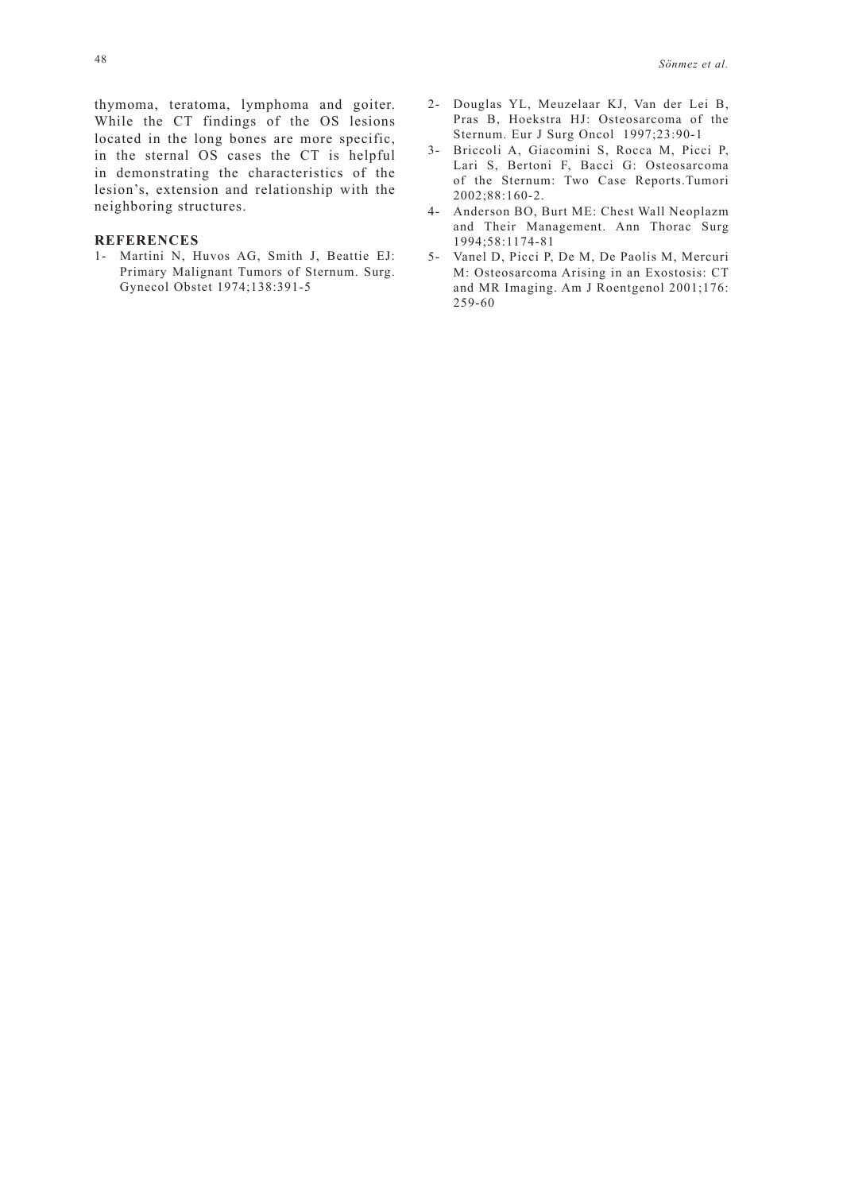thymoma, teratoma, lymphoma and goiter. While the CT findings of the OS lesions located in the long bones are more specific, in the sternal OS cases the CT is helpful in demonstrating the characteristics of the lesion's, extension and relationship with the neighboring structures.

## REFERENCES

1- Martini N, Huvos AG, Smith J, Beattie EJ: Primary Malignant Tumors of Sternum. Surg. Gynecol Obstet 1974;138:391-5

2- Douglas YL, Meuzelaar KJ, Van der Lei B, Pras B, Hoekstra HJ: Osteosarcoma of the Sternum. Eur J Surg Oncol 1997;23:90-1

3- Briccoli A, Giacomini S, Rocca M, Picci P, Lari S, Bertoni F, Bacci G: Osteosarcoma of the Sternum: Two Case Reports.Tumori 2002;88:160-2.

4- Anderson BO, Burt ME: Chest Wall Neoplazm and Their Management. Ann Thorac Surg 1994;58:1174-81

5- Vanel D, Picci P, De M, De Paolis M, Mercuri M: Osteosarcoma Arising in an Exostosis: CT and MR Imaging. Am J Roentgenol 2001;176: 259-60